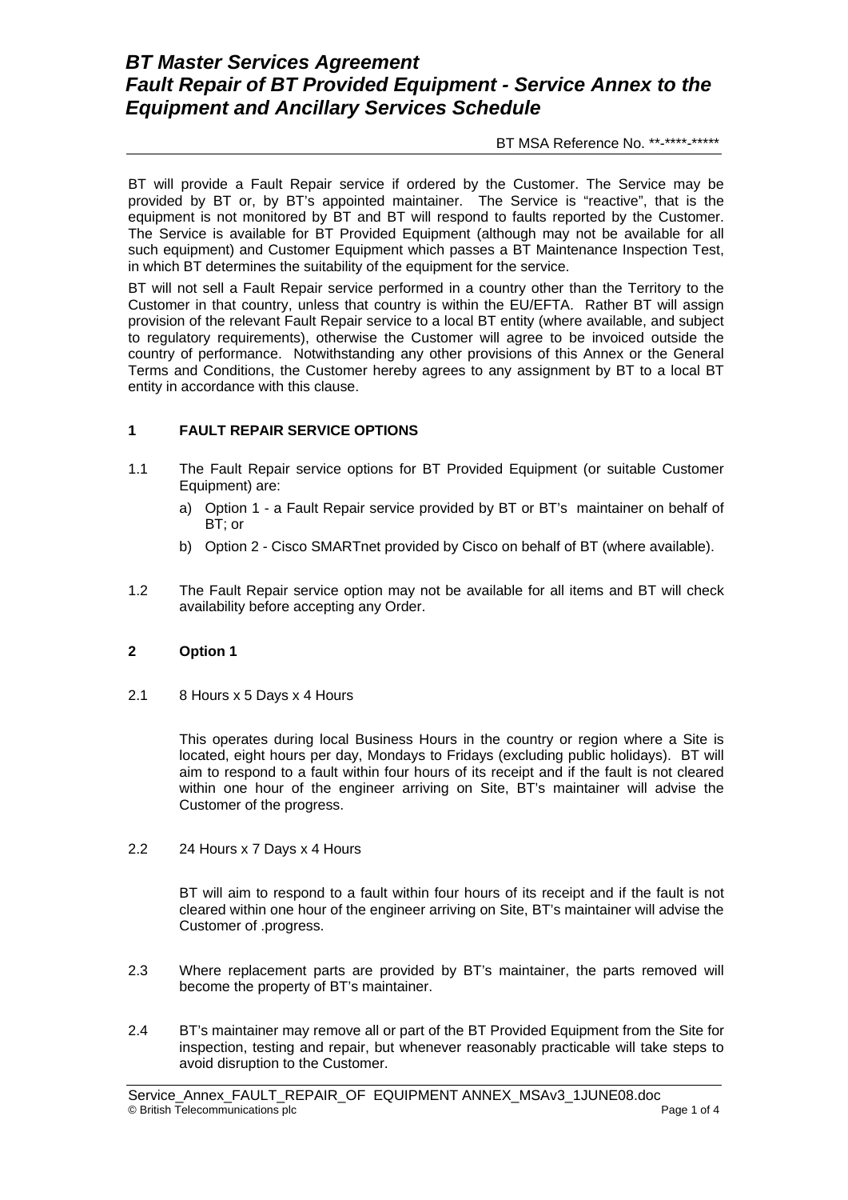# BT Master Services Agreement
# Fault Repair of BT Provided Equipment - Service Annex to the Equipment and Ancillary Services Schedule

BT MSA Reference No. **-****-*****

BT will provide a Fault Repair service if ordered by the Customer. The Service may be provided by BT or, by BT's appointed maintainer. The Service is "reactive", that is the equipment is not monitored by BT and BT will respond to faults reported by the Customer. The Service is available for BT Provided Equipment (although may not be available for all such equipment) and Customer Equipment which passes a BT Maintenance Inspection Test, in which BT determines the suitability of the equipment for the service.

BT will not sell a Fault Repair service performed in a country other than the Territory to the Customer in that country, unless that country is within the EU/EFTA. Rather BT will assign provision of the relevant Fault Repair service to a local BT entity (where available, and subject to regulatory requirements), otherwise the Customer will agree to be invoiced outside the country of performance. Notwithstanding any other provisions of this Annex or the General Terms and Conditions, the Customer hereby agrees to any assignment by BT to a local BT entity in accordance with this clause.

## 1 FAULT REPAIR SERVICE OPTIONS

1.1 The Fault Repair service options for BT Provided Equipment (or suitable Customer Equipment) are:

a) Option 1 - a Fault Repair service provided by BT or BT's maintainer on behalf of BT; or

b) Option 2 - Cisco SMARTnet provided by Cisco on behalf of BT (where available).

1.2 The Fault Repair service option may not be available for all items and BT will check availability before accepting any Order.

## 2 Option 1

2.1 8 Hours x 5 Days x 4 Hours

This operates during local Business Hours in the country or region where a Site is located, eight hours per day, Mondays to Fridays (excluding public holidays). BT will aim to respond to a fault within four hours of its receipt and if the fault is not cleared within one hour of the engineer arriving on Site, BT's maintainer will advise the Customer of the progress.

2.2 24 Hours x 7 Days x 4 Hours

BT will aim to respond to a fault within four hours of its receipt and if the fault is not cleared within one hour of the engineer arriving on Site, BT's maintainer will advise the Customer of .progress.

2.3 Where replacement parts are provided by BT's maintainer, the parts removed will become the property of BT's maintainer.

2.4 BT's maintainer may remove all or part of the BT Provided Equipment from the Site for inspection, testing and repair, but whenever reasonably practicable will take steps to avoid disruption to the Customer.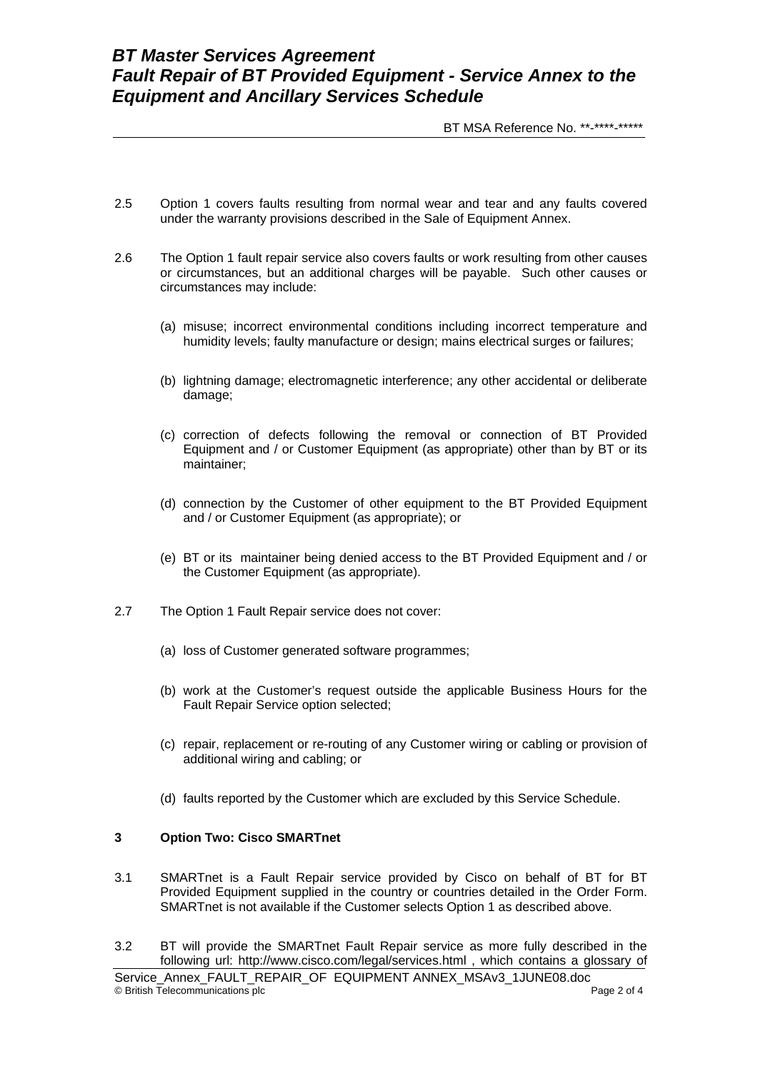2.5 Option 1 covers faults resulting from normal wear and tear and any faults covered under the warranty provisions described in the Sale of Equipment Annex.

2.6 The Option 1 fault repair service also covers faults or work resulting from other causes or circumstances, but an additional charges will be payable. Such other causes or circumstances may include:

(a) misuse; incorrect environmental conditions including incorrect temperature and humidity levels; faulty manufacture or design; mains electrical surges or failures;

(b) lightning damage; electromagnetic interference; any other accidental or deliberate damage;

(c) correction of defects following the removal or connection of BT Provided Equipment and / or Customer Equipment (as appropriate) other than by BT or its maintainer;

(d) connection by the Customer of other equipment to the BT Provided Equipment and / or Customer Equipment (as appropriate); or

(e) BT or its maintainer being denied access to the BT Provided Equipment and / or the Customer Equipment (as appropriate).

2.7 The Option 1 Fault Repair service does not cover:

(a) loss of Customer generated software programmes;

(b) work at the Customer's request outside the applicable Business Hours for the Fault Repair Service option selected;

(c) repair, replacement or re-routing of any Customer wiring or cabling or provision of additional wiring and cabling; or

(d) faults reported by the Customer which are excluded by this Service Schedule.

## 3 Option Two: Cisco SMARTnet

3.1 SMARTnet is a Fault Repair service provided by Cisco on behalf of BT for BT Provided Equipment supplied in the country or countries detailed in the Order Form. SMARTnet is not available if the Customer selects Option 1 as described above.

3.2 BT will provide the SMARTnet Fault Repair service as more fully described in the following url: http://www.cisco.com/legal/services.html , which contains a glossary of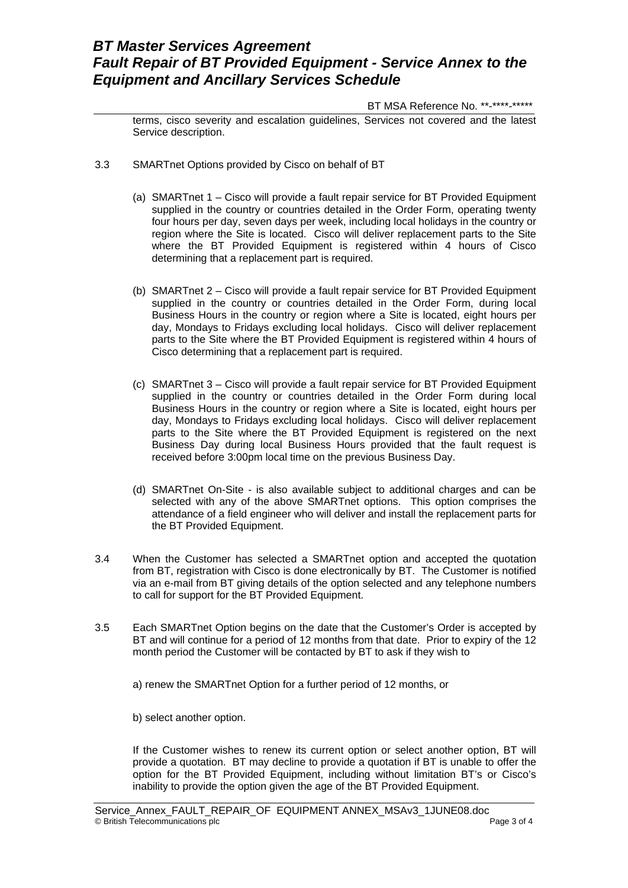terms, cisco severity and escalation guidelines, Services not covered and the latest Service description.

3.3 SMARTnet Options provided by Cisco on behalf of BT

(a) SMARTnet 1 – Cisco will provide a fault repair service for BT Provided Equipment supplied in the country or countries detailed in the Order Form, operating twenty four hours per day, seven days per week, including local holidays in the country or region where the Site is located. Cisco will deliver replacement parts to the Site where the BT Provided Equipment is registered within 4 hours of Cisco determining that a replacement part is required.

(b) SMARTnet 2 – Cisco will provide a fault repair service for BT Provided Equipment supplied in the country or countries detailed in the Order Form, during local Business Hours in the country or region where a Site is located, eight hours per day, Mondays to Fridays excluding local holidays. Cisco will deliver replacement parts to the Site where the BT Provided Equipment is registered within 4 hours of Cisco determining that a replacement part is required.

(c) SMARTnet 3 – Cisco will provide a fault repair service for BT Provided Equipment supplied in the country or countries detailed in the Order Form during local Business Hours in the country or region where a Site is located, eight hours per day, Mondays to Fridays excluding local holidays. Cisco will deliver replacement parts to the Site where the BT Provided Equipment is registered on the next Business Day during local Business Hours provided that the fault request is received before 3:00pm local time on the previous Business Day.

(d) SMARTnet On-Site - is also available subject to additional charges and can be selected with any of the above SMARTnet options. This option comprises the attendance of a field engineer who will deliver and install the replacement parts for the BT Provided Equipment.

3.4 When the Customer has selected a SMARTnet option and accepted the quotation from BT, registration with Cisco is done electronically by BT. The Customer is notified via an e-mail from BT giving details of the option selected and any telephone numbers to call for support for the BT Provided Equipment.

3.5 Each SMARTnet Option begins on the date that the Customer's Order is accepted by BT and will continue for a period of 12 months from that date. Prior to expiry of the 12 month period the Customer will be contacted by BT to ask if they wish to

a) renew the SMARTnet Option for a further period of 12 months, or

b) select another option.

If the Customer wishes to renew its current option or select another option, BT will provide a quotation. BT may decline to provide a quotation if BT is unable to offer the option for the BT Provided Equipment, including without limitation BT's or Cisco's inability to provide the option given the age of the BT Provided Equipment.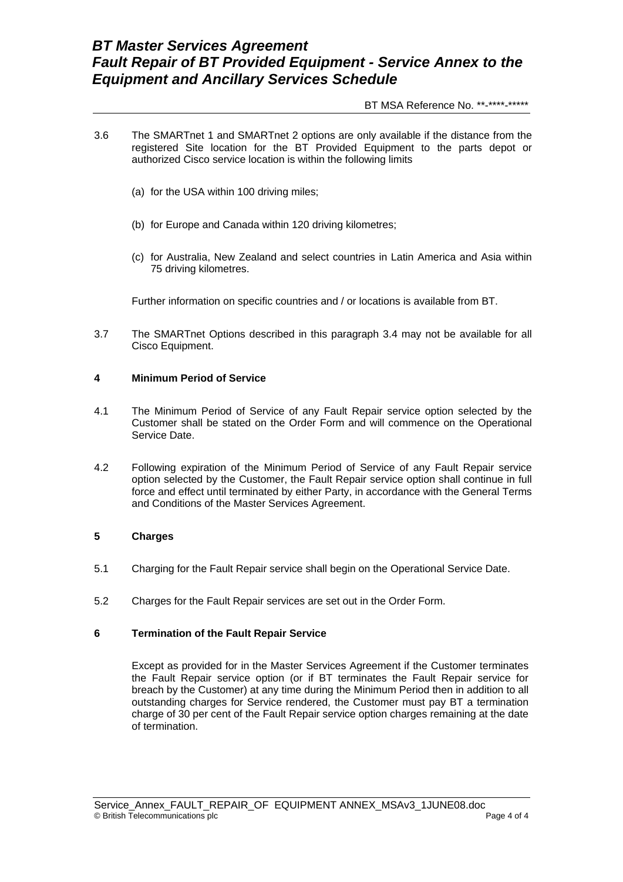3.6 The SMARTnet 1 and SMARTnet 2 options are only available if the distance from the registered Site location for the BT Provided Equipment to the parts depot or authorized Cisco service location is within the following limits

(a) for the USA within 100 driving miles;

(b) for Europe and Canada within 120 driving kilometres;

(c) for Australia, New Zealand and select countries in Latin America and Asia within 75 driving kilometres.

Further information on specific countries and / or locations is available from BT.

3.7 The SMARTnet Options described in this paragraph 3.4 may not be available for all Cisco Equipment.

## 4 Minimum Period of Service

4.1 The Minimum Period of Service of any Fault Repair service option selected by the Customer shall be stated on the Order Form and will commence on the Operational Service Date.

4.2 Following expiration of the Minimum Period of Service of any Fault Repair service option selected by the Customer, the Fault Repair service option shall continue in full force and effect until terminated by either Party, in accordance with the General Terms and Conditions of the Master Services Agreement.

## 5 Charges

5.1 Charging for the Fault Repair service shall begin on the Operational Service Date.

5.2 Charges for the Fault Repair services are set out in the Order Form.

## 6 Termination of the Fault Repair Service

Except as provided for in the Master Services Agreement if the Customer terminates the Fault Repair service option (or if BT terminates the Fault Repair service for breach by the Customer) at any time during the Minimum Period then in addition to all outstanding charges for Service rendered, the Customer must pay BT a termination charge of 30 per cent of the Fault Repair service option charges remaining at the date of termination.